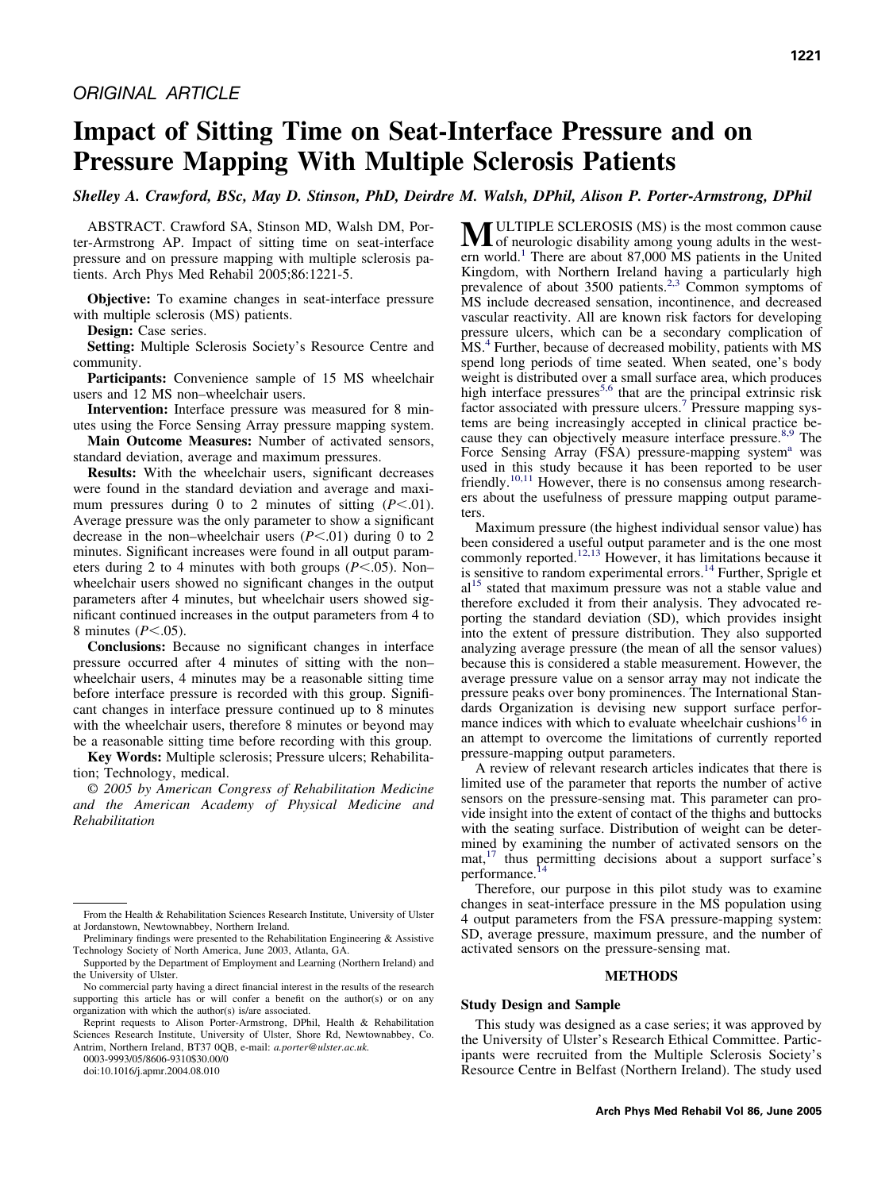ORIGINAL ARTICLE

# Impact of Sitting Time on Seat-Interface Pressure and on Pressure Mapping With Multiple Sclerosis Patients

*Shelley A. Crawford, BSc, May D. Stinson, PhD, Deirdre M. Walsh, DPhil, Alison P. Porter-Armstrong, DPhil*

ABSTRACT. Crawford SA, Stinson MD, Walsh DM, Porter-Armstrong AP. Impact of sitting time on seat-interface pressure and on pressure mapping with multiple sclerosis patients. Arch Phys Med Rehabil 2005;86:1221-5.

**Objective:** To examine changes in seat-interface pressure with multiple sclerosis (MS) patients.

**Design:** Case series.

**Setting:** Multiple Sclerosis Society's Resource Centre and community.

**Participants:** Convenience sample of 15 MS wheelchair users and 12 MS non–wheelchair users.

**Intervention:** Interface pressure was measured for 8 minutes using the Force Sensing Array pressure mapping system.

**Main Outcome Measures:** Number of activated sensors, standard deviation, average and maximum pressures.

**Results:** With the wheelchair users, significant decreases were found in the standard deviation and average and maximum pressures during 0 to 2 minutes of sitting ($P<.01$). Average pressure was the only parameter to show a significant decrease in the non–wheelchair users ($P<.01$) during 0 to 2 minutes. Significant increases were found in all output parameters during 2 to 4 minutes with both groups ($P<.05$). Non–wheelchair users showed no significant changes in the output parameters after 4 minutes, but wheelchair users showed significant continued increases in the output parameters from 4 to 8 minutes ($P<.05$).

**Conclusions:** Because no significant changes in interface pressure occurred after 4 minutes of sitting with the non–wheelchair users, 4 minutes may be a reasonable sitting time before interface pressure is recorded with this group. Significant changes in interface pressure continued up to 8 minutes with the wheelchair users, therefore 8 minutes or beyond may be a reasonable sitting time before recording with this group.

**Key Words:** Multiple sclerosis; Pressure ulcers; Rehabilitation; Technology, medical.

*© 2005 by American Congress of Rehabilitation Medicine and the American Academy of Physical Medicine and Rehabilitation*

MULTIPLE SCLEROSIS (MS) is the most common cause of neurologic disability among young adults in the western world.[1] There are about 87,000 MS patients in the United Kingdom, with Northern Ireland having a particularly high prevalence of about 3500 patients.[2,3] Common symptoms of MS include decreased sensation, incontinence, and decreased vascular reactivity. All are known risk factors for developing pressure ulcers, which can be a secondary complication of MS.[4] Further, because of decreased mobility, patients with MS spend long periods of time seated. When seated, one's body weight is distributed over a small surface area, which produces high interface pressures[5,6] that are the principal extrinsic risk factor associated with pressure ulcers.[7] Pressure mapping systems are being increasingly accepted in clinical practice because they can objectively measure interface pressure.[8,9] The Force Sensing Array (FSA) pressure-mapping system[a] was used in this study because it has been reported to be user friendly.[10,11] However, there is no consensus among researchers about the usefulness of pressure mapping output parameters.

Maximum pressure (the highest individual sensor value) has been considered a useful output parameter and is the one most commonly reported.[12,13] However, it has limitations because it is sensitive to random experimental errors.[14] Further, Sprigle et al[15] stated that maximum pressure was not a stable value and therefore excluded it from their analysis. They advocated reporting the standard deviation (SD), which provides insight into the extent of pressure distribution. They also supported analyzing average pressure (the mean of all the sensor values) because this is considered a stable measurement. However, the average pressure value on a sensor array may not indicate the pressure peaks over bony prominences. The International Standards Organization is devising new support surface performance indices with which to evaluate wheelchair cushions[16] in an attempt to overcome the limitations of currently reported pressure-mapping output parameters.

A review of relevant research articles indicates that there is limited use of the parameter that reports the number of active sensors on the pressure-sensing mat. This parameter can provide insight into the extent of contact of the thighs and buttocks with the seating surface. Distribution of weight can be determined by examining the number of activated sensors on the mat,[17] thus permitting decisions about a support surface's performance.[14]

Therefore, our purpose in this pilot study was to examine changes in seat-interface pressure in the MS population using 4 output parameters from the FSA pressure-mapping system: SD, average pressure, maximum pressure, and the number of activated sensors on the pressure-sensing mat.

## METHODS

### Study Design and Sample

This study was designed as a case series; it was approved by the University of Ulster's Research Ethical Committee. Participants were recruited from the Multiple Sclerosis Society's Resource Centre in Belfast (Northern Ireland). The study used

---

From the Health & Rehabilitation Sciences Research Institute, University of Ulster at Jordanstown, Newtownabbey, Northern Ireland.

Preliminary findings were presented to the Rehabilitation Engineering & Assistive Technology Society of North America, June 2003, Atlanta, GA.

Supported by the Department of Employment and Learning (Northern Ireland) and the University of Ulster.

No commercial party having a direct financial interest in the results of the research supporting this article has or will confer a benefit on the author(s) or on any organization with which the author(s) is/are associated.

Reprint requests to Alison Porter-Armstrong, DPhil, Health & Rehabilitation Sciences Research Institute, University of Ulster, Shore Rd, Newtownabbey, Co. Antrim, Northern Ireland, BT37 0QB, e-mail: *a.porter@ulster.ac.uk*.

0003-9993/05/8606-9310$30.00/0

doi:10.1016/j.apmr.2004.08.010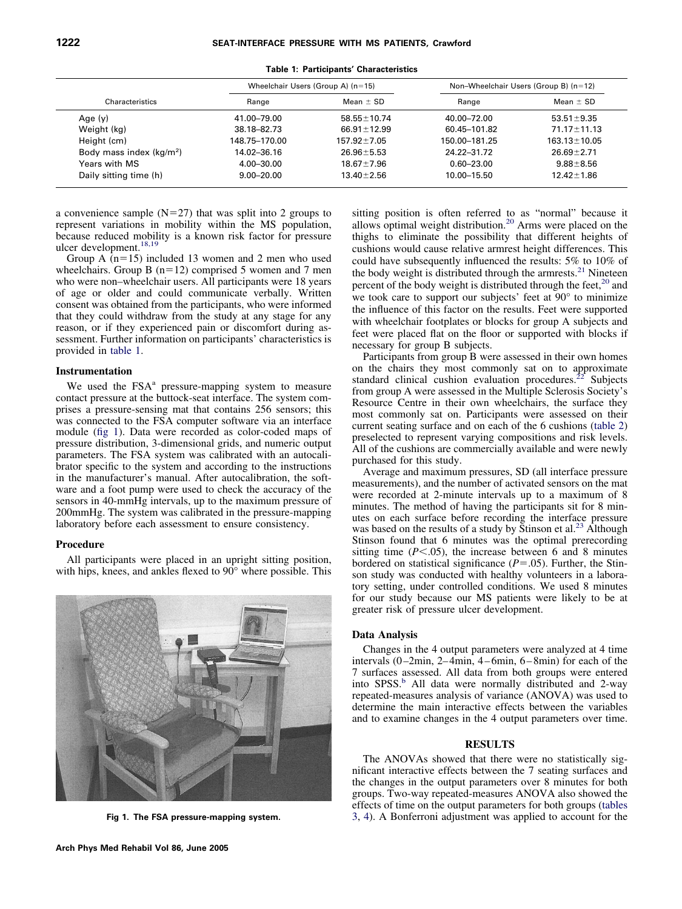**Table 1: Participants' Characteristics**

| Characteristics | Wheelchair Users (Group A) (n=15) | | Non–Wheelchair Users (Group B) (n=12) | |
|---|---|---|---|---|
| | Range | Mean ± SD | Range | Mean ± SD |
| Age (y) | 41.00–79.00 | 58.55±10.74 | 40.00–72.00 | 53.51±9.35 |
| Weight (kg) | 38.18–82.73 | 66.91±12.99 | 60.45–101.82 | 71.17±11.13 |
| Height (cm) | 148.75–170.00 | 157.92±7.05 | 150.00–181.25 | 163.13±10.05 |
| Body mass index (kg/m²) | 14.02–36.16 | 26.96±5.53 | 24.22–31.72 | 26.69±2.71 |
| Years with MS | 4.00–30.00 | 18.67±7.96 | 0.60–23.00 | 9.88±8.56 |
| Daily sitting time (h) | 9.00–20.00 | 13.40±2.56 | 10.00–15.50 | 12.42±1.86 |

a convenience sample (N=27) that was split into 2 groups to represent variations in mobility within the MS population, because reduced mobility is a known risk factor for pressure ulcer development.[18,19]

Group A (n=15) included 13 women and 2 men who used wheelchairs. Group B (n=12) comprised 5 women and 7 men who were non–wheelchair users. All participants were 18 years of age or older and could communicate verbally. Written consent was obtained from the participants, who were informed that they could withdraw from the study at any stage for any reason, or if they experienced pain or discomfort during assessment. Further information on participants' characteristics is provided in table 1.

### Instrumentation

We used the FSA[a] pressure-mapping system to measure contact pressure at the buttock-seat interface. The system comprises a pressure-sensing mat that contains 256 sensors; this was connected to the FSA computer software via an interface module (fig 1). Data were recorded as color-coded maps of pressure distribution, 3-dimensional grids, and numeric output parameters. The FSA system was calibrated with an autocalibrator specific to the system and according to the instructions in the manufacturer's manual. After autocalibration, the software and a foot pump were used to check the accuracy of the sensors in 40-mmHg intervals, up to the maximum pressure of 200mmHg. The system was calibrated in the pressure-mapping laboratory before each assessment to ensure consistency.

### Procedure

All participants were placed in an upright sitting position, with hips, knees, and ankles flexed to 90° where possible. This sitting position is often referred to as "normal" because it allows optimal weight distribution.[20] Arms were placed on the thighs to eliminate the possibility that different heights of cushions would cause relative armrest height differences. This could have subsequently influenced the results: 5% to 10% of the body weight is distributed through the armrests.[21] Nineteen percent of the body weight is distributed through the feet,[20] and we took care to support our subjects' feet at 90° to minimize the influence of this factor on the results. Feet were supported with wheelchair footplates or blocks for group A subjects and feet were placed flat on the floor or supported with blocks if necessary for group B subjects.

Participants from group B were assessed in their own homes on the chairs they most commonly sat on to approximate standard clinical cushion evaluation procedures.[22] Subjects from group A were assessed in the Multiple Sclerosis Society's Resource Centre in their own wheelchairs, the surface they most commonly sat on. Participants were assessed on their current seating surface and on each of the 6 cushions (table 2) preselected to represent varying compositions and risk levels. All of the cushions are commercially available and were newly purchased for this study.

Average and maximum pressures, SD (all interface pressure measurements), and the number of activated sensors on the mat were recorded at 2-minute intervals up to a maximum of 8 minutes. The method of having the participants sit for 8 minutes on each surface before recording the interface pressure was based on the results of a study by Stinson et al.[23] Although Stinson found that 6 minutes was the optimal prerecording sitting time ($P<.05$), the increase between 6 and 8 minutes bordered on statistical significance ($P=.05$). Further, the Stinson study was conducted with healthy volunteers in a laboratory setting, under controlled conditions. We used 8 minutes for our study because our MS patients were likely to be at greater risk of pressure ulcer development.

**Fig 1. The FSA pressure-mapping system.**

### Data Analysis

Changes in the 4 output parameters were analyzed at 4 time intervals (0–2min, 2–4min, 4–6min, 6–8min) for each of the 7 surfaces assessed. All data from both groups were entered into SPSS.[b] All data were normally distributed and 2-way repeated-measures analysis of variance (ANOVA) was used to determine the main interactive effects between the variables and to examine changes in the 4 output parameters over time.

## RESULTS

The ANOVAs showed that there were no statistically significant interactive effects between the 7 seating surfaces and the changes in the output parameters over 8 minutes for both groups. Two-way repeated-measures ANOVA also showed the effects of time on the output parameters for both groups (tables 3, 4). A Bonferroni adjustment was applied to account for the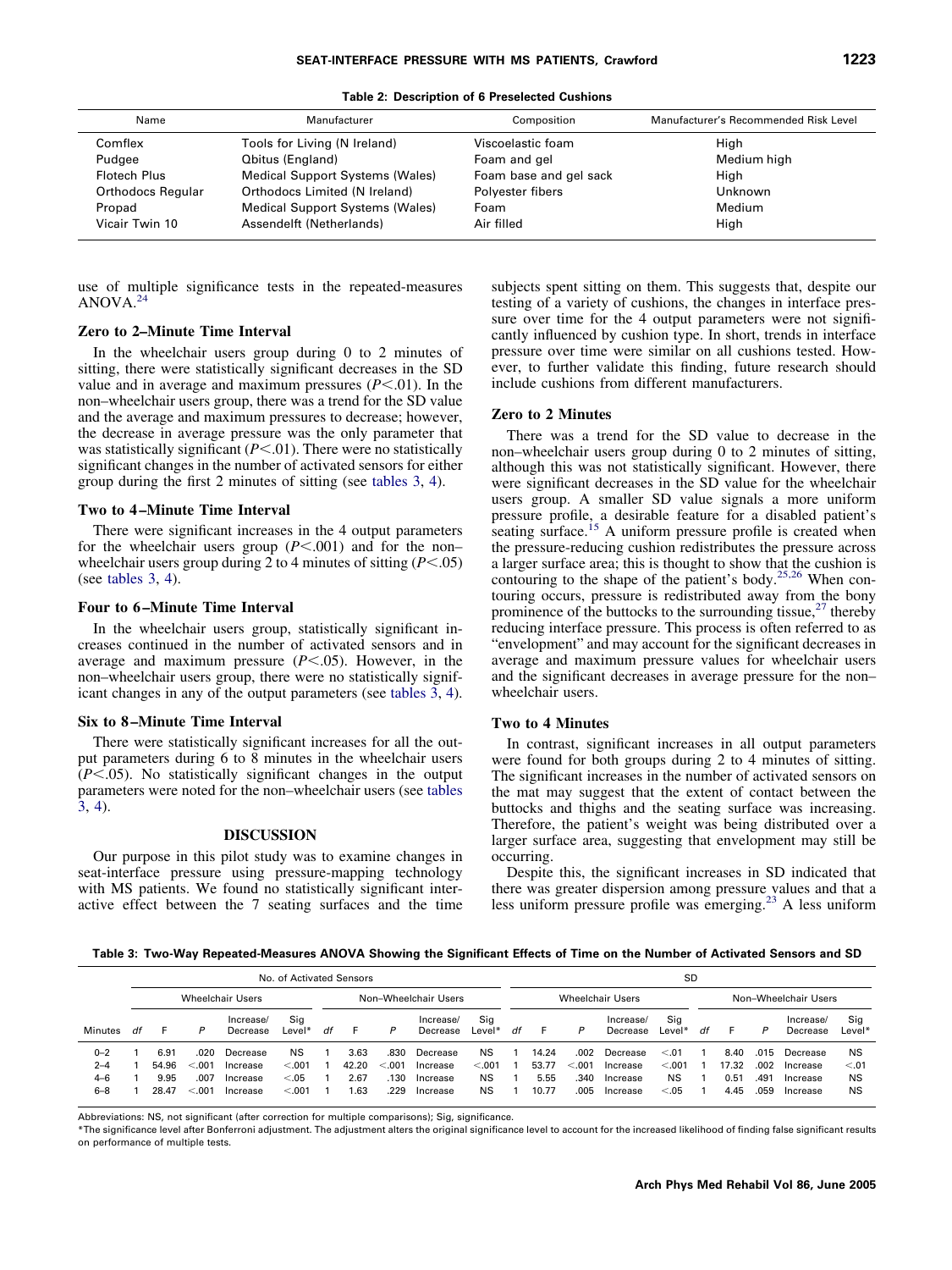**Table 2: Description of 6 Preselected Cushions**

| Name | Manufacturer | Composition | Manufacturer's Recommended Risk Level |
|---|---|---|---|
| Comflex | Tools for Living (N Ireland) | Viscoelastic foam | High |
| Pudgee | Qbitus (England) | Foam and gel | Medium high |
| Flotech Plus | Medical Support Systems (Wales) | Foam base and gel sack | High |
| Orthodocs Regular | Orthodocs Limited (N Ireland) | Polyester fibers | Unknown |
| Propad | Medical Support Systems (Wales) | Foam | Medium |
| Vicair Twin 10 | Assendelft (Netherlands) | Air filled | High |

use of multiple significance tests in the repeated-measures ANOVA.[24]

### Zero to 2–Minute Time Interval

In the wheelchair users group during 0 to 2 minutes of sitting, there were statistically significant decreases in the SD value and in average and maximum pressures ($P<.01$). In the non–wheelchair users group, there was a trend for the SD value and the average and maximum pressures to decrease; however, the decrease in average pressure was the only parameter that was statistically significant ($P<.01$). There were no statistically significant changes in the number of activated sensors for either group during the first 2 minutes of sitting (see tables 3, 4).

### Two to 4–Minute Time Interval

There were significant increases in the 4 output parameters for the wheelchair users group ($P<.001$) and for the non–wheelchair users group during 2 to 4 minutes of sitting ($P<.05$) (see tables 3, 4).

### Four to 6–Minute Time Interval

In the wheelchair users group, statistically significant increases continued in the number of activated sensors and in average and maximum pressure ($P<.05$). However, in the non–wheelchair users group, there were no statistically significant changes in any of the output parameters (see tables 3, 4).

### Six to 8–Minute Time Interval

There were statistically significant increases for all the output parameters during 6 to 8 minutes in the wheelchair users ($P<.05$). No statistically significant changes in the output parameters were noted for the non–wheelchair users (see tables 3, 4).

## DISCUSSION

Our purpose in this pilot study was to examine changes in seat-interface pressure using pressure-mapping technology with MS patients. We found no statistically significant interactive effect between the 7 seating surfaces and the time subjects spent sitting on them. This suggests that, despite our testing of a variety of cushions, the changes in interface pressure over time for the 4 output parameters were not significantly influenced by cushion type. In short, trends in interface pressure over time were similar on all cushions tested. However, to further validate this finding, future research should include cushions from different manufacturers.

### Zero to 2 Minutes

There was a trend for the SD value to decrease in the non–wheelchair users group during 0 to 2 minutes of sitting, although this was not statistically significant. However, there were significant decreases in the SD value for the wheelchair users group. A smaller SD value signals a more uniform pressure profile, a desirable feature for a disabled patient's seating surface.[15] A uniform pressure profile is created when the pressure-reducing cushion redistributes the pressure across a larger surface area; this is thought to show that the cushion is contouring to the shape of the patient's body.[25,26] When contouring occurs, pressure is redistributed away from the bony prominence of the buttocks to the surrounding tissue,[27] thereby reducing interface pressure. This process is often referred to as "envelopment" and may account for the significant decreases in average and maximum pressure values for wheelchair users and the significant decreases in average pressure for the non–wheelchair users.

### Two to 4 Minutes

In contrast, significant increases in all output parameters were found for both groups during 2 to 4 minutes of sitting. The significant increases in the number of activated sensors on the mat may suggest that the extent of contact between the buttocks and thighs and the seating surface was increasing. Therefore, the patient's weight was being distributed over a larger surface area, suggesting that envelopment may still be occurring.

Despite this, the significant increases in SD indicated that there was greater dispersion among pressure values and that a less uniform pressure profile was emerging.[23] A less uniform

**Table 3: Two-Way Repeated-Measures ANOVA Showing the Significant Effects of Time on the Number of Activated Sensors and SD**

| | No. of Activated Sensors | | | | | | | | | | SD | | | | | | | | | |
|---|---|---|---|---|---|---|---|---|---|---|---|---|---|---|---|---|---|---|---|---|
| | Wheelchair Users | | | | | Non–Wheelchair Users | | | | | Wheelchair Users | | | | | Non–Wheelchair Users | | | | |
| Minutes | df | F | P | Increase/ Decrease | Sig Level* | df | F | P | Increase/ Decrease | Sig Level* | df | F | P | Increase/ Decrease | Sig Level* | df | F | P | Increase/ Decrease | Sig Level* |
| 0–2 | 1 | 6.91 | .020 | Decrease | NS | 1 | 3.63 | .830 | Decrease | NS | 1 | 14.24 | .002 | Decrease | <.01 | 1 | 8.40 | .015 | Decrease | NS |
| 2–4 | 1 | 54.96 | <.001 | Increase | <.001 | 1 | 42.20 | <.001 | Increase | <.001 | 1 | 53.77 | <.001 | Increase | <.001 | 1 | 17.32 | .002 | Increase | <.01 |
| 4–6 | 1 | 9.95 | .007 | Increase | <.05 | 1 | 2.67 | .130 | Increase | NS | 1 | 5.55 | .340 | Increase | NS | 1 | 0.51 | .491 | Increase | NS |
| 6–8 | 1 | 28.47 | <.001 | Increase | <.001 | 1 | 1.63 | .229 | Increase | NS | 1 | 10.77 | .005 | Increase | <.05 | 1 | 4.45 | .059 | Increase | NS |

Abbreviations: NS, not significant (after correction for multiple comparisons); Sig, significance.

*The significance level after Bonferroni adjustment. The adjustment alters the original significance level to account for the increased likelihood of finding false significant results on performance of multiple tests.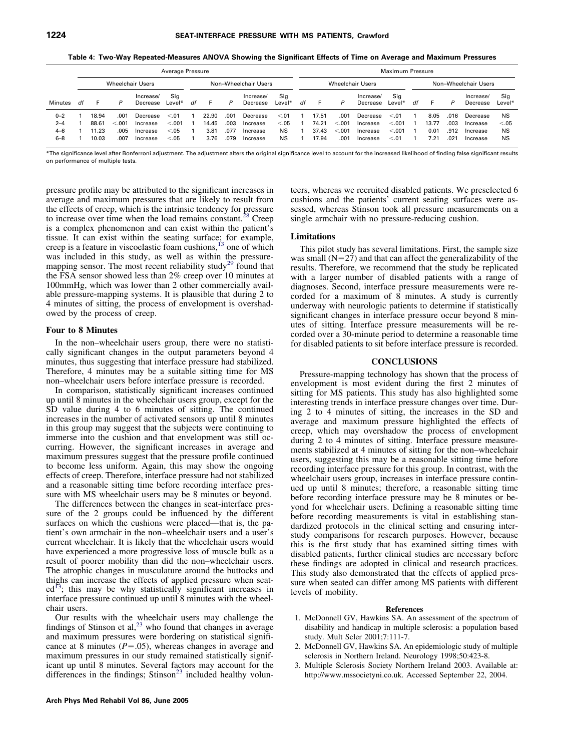**Table 4: Two-Way Repeated-Measures ANOVA Showing the Significant Effects of Time on Average and Maximum Pressures**

| | Average Pressure | | | | | | | | | | Maximum Pressure | | | | | | | | | |
|---|---|---|---|---|---|---|---|---|---|---|---|---|---|---|---|---|---|---|---|---|
| | Wheelchair Users | | | | | Non–Wheelchair Users | | | | | Wheelchair Users | | | | | Non–Wheelchair Users | | | | |
| Minutes | df | F | P | Increase/ Decrease | Sig Level* | df | F | P | Increase/ Decrease | Sig Level* | df | F | P | Increase/ Decrease | Sig Level* | df | F | P | Increase/ Decrease | Sig Level* |
| 0–2 | 1 | 18.94 | .001 | Decrease | <.01 | 1 | 22.90 | .001 | Decrease | <.01 | 1 | 17.51 | .001 | Decrease | <.01 | 1 | 8.05 | .016 | Decrease | NS |
| 2–4 | 1 | 88.61 | <.001 | Increase | <.001 | 1 | 14.45 | .003 | Increase | <.05 | 1 | 74.21 | <.001 | Increase | <.001 | 1 | 13.77 | .003 | Increase | <.05 |
| 4–6 | 1 | 11.23 | .005 | Increase | <.05 | 1 | 3.81 | .077 | Increase | NS | 1 | 37.43 | <.001 | Increase | <.001 | 1 | 0.01 | .912 | Increase | NS |
| 6–8 | 1 | 10.03 | .007 | Increase | <.05 | 1 | 3.76 | .079 | Increase | NS | 1 | 17.94 | .001 | Increase | <.01 | 1 | 7.21 | .021 | Increase | NS |

*The significance level after Bonferroni adjustment. The adjustment alters the original significance level to account for the increased likelihood of finding false significant results on performance of multiple tests.

pressure profile may be attributed to the significant increases in average and maximum pressures that are likely to result from the effects of creep, which is the intrinsic tendency for pressure to increase over time when the load remains constant.[28] Creep is a complex phenomenon and can exist within the patient's tissue. It can exist within the seating surface; for example, creep is a feature in viscoelastic foam cushions,[13] one of which was included in this study, as well as within the pressure-mapping sensor. The most recent reliability study[29] found that the FSA sensor showed less than 2% creep over 10 minutes at 100mmHg, which was lower than 2 other commercially available pressure-mapping systems. It is plausible that during 2 to 4 minutes of sitting, the process of envelopment is overshadowed by the process of creep.

### Four to 8 Minutes

In the non–wheelchair users group, there were no statistically significant changes in the output parameters beyond 4 minutes, thus suggesting that interface pressure had stabilized. Therefore, 4 minutes may be a suitable sitting time for MS non–wheelchair users before interface pressure is recorded.

In comparison, statistically significant increases continued up until 8 minutes in the wheelchair users group, except for the SD value during 4 to 6 minutes of sitting. The continued increases in the number of activated sensors up until 8 minutes in this group may suggest that the subjects were continuing to immerse into the cushion and that envelopment was still occurring. However, the significant increases in average and maximum pressures suggest that the pressure profile continued to become less uniform. Again, this may show the ongoing effects of creep. Therefore, interface pressure had not stabilized and a reasonable sitting time before recording interface pressure with MS wheelchair users may be 8 minutes or beyond.

The differences between the changes in seat-interface pressure of the 2 groups could be influenced by the different surfaces on which the cushions were placed—that is, the patient's own armchair in the non–wheelchair users and a user's current wheelchair. It is likely that the wheelchair users would have experienced a more progressive loss of muscle bulk as a result of poorer mobility than did the non–wheelchair users. The atrophic changes in musculature around the buttocks and thighs can increase the effects of applied pressure when seated[13]; this may be why statistically significant increases in interface pressure continued up until 8 minutes with the wheelchair users.

Our results with the wheelchair users may challenge the findings of Stinson et al,[23] who found that changes in average and maximum pressures were bordering on statistical significance at 8 minutes ($P=.05$), whereas changes in average and maximum pressures in our study remained statistically significant up until 8 minutes. Several factors may account for the differences in the findings; Stinson[23] included healthy volunteers, whereas we recruited disabled patients. We preselected 6 cushions and the patients' current seating surfaces were assessed, whereas Stinson took all pressure measurements on a single armchair with no pressure-reducing cushion.

### Limitations

This pilot study has several limitations. First, the sample size was small ($N=27$) and that can affect the generalizability of the results. Therefore, we recommend that the study be replicated with a larger number of disabled patients with a range of diagnoses. Second, interface pressure measurements were recorded for a maximum of 8 minutes. A study is currently underway with neurologic patients to determine if statistically significant changes in interface pressure occur beyond 8 minutes of sitting. Interface pressure measurements will be recorded over a 30-minute period to determine a reasonable time for disabled patients to sit before interface pressure is recorded.

## CONCLUSIONS

Pressure-mapping technology has shown that the process of envelopment is most evident during the first 2 minutes of sitting for MS patients. This study has also highlighted some interesting trends in interface pressure changes over time. During 2 to 4 minutes of sitting, the increases in the SD and average and maximum pressure highlighted the effects of creep, which may overshadow the process of envelopment during 2 to 4 minutes of sitting. Interface pressure measurements stabilized at 4 minutes of sitting for the non–wheelchair users, suggesting this may be a reasonable sitting time before recording interface pressure for this group. In contrast, with the wheelchair users group, increases in interface pressure continued up until 8 minutes; therefore, a reasonable sitting time before recording interface pressure may be 8 minutes or beyond for wheelchair users. Defining a reasonable sitting time before recording measurements is vital in establishing standardized protocols in the clinical setting and ensuring interstudy comparisons for research purposes. However, because this is the first study that has examined sitting times with disabled patients, further clinical studies are necessary before these findings are adopted in clinical and research practices. This study also demonstrated that the effects of applied pressure when seated can differ among MS patients with different levels of mobility.

### References

1. McDonnell GV, Hawkins SA. An assessment of the spectrum of disability and handicap in multiple sclerosis: a population based study. Mult Scler 2001;7:111-7.
2. McDonnell GV, Hawkins SA. An epidemiologic study of multiple sclerosis in Northern Ireland. Neurology 1998;50:423-8.
3. Multiple Sclerosis Society Northern Ireland 2003. Available at: http://www.mssocietyni.co.uk. Accessed September 22, 2004.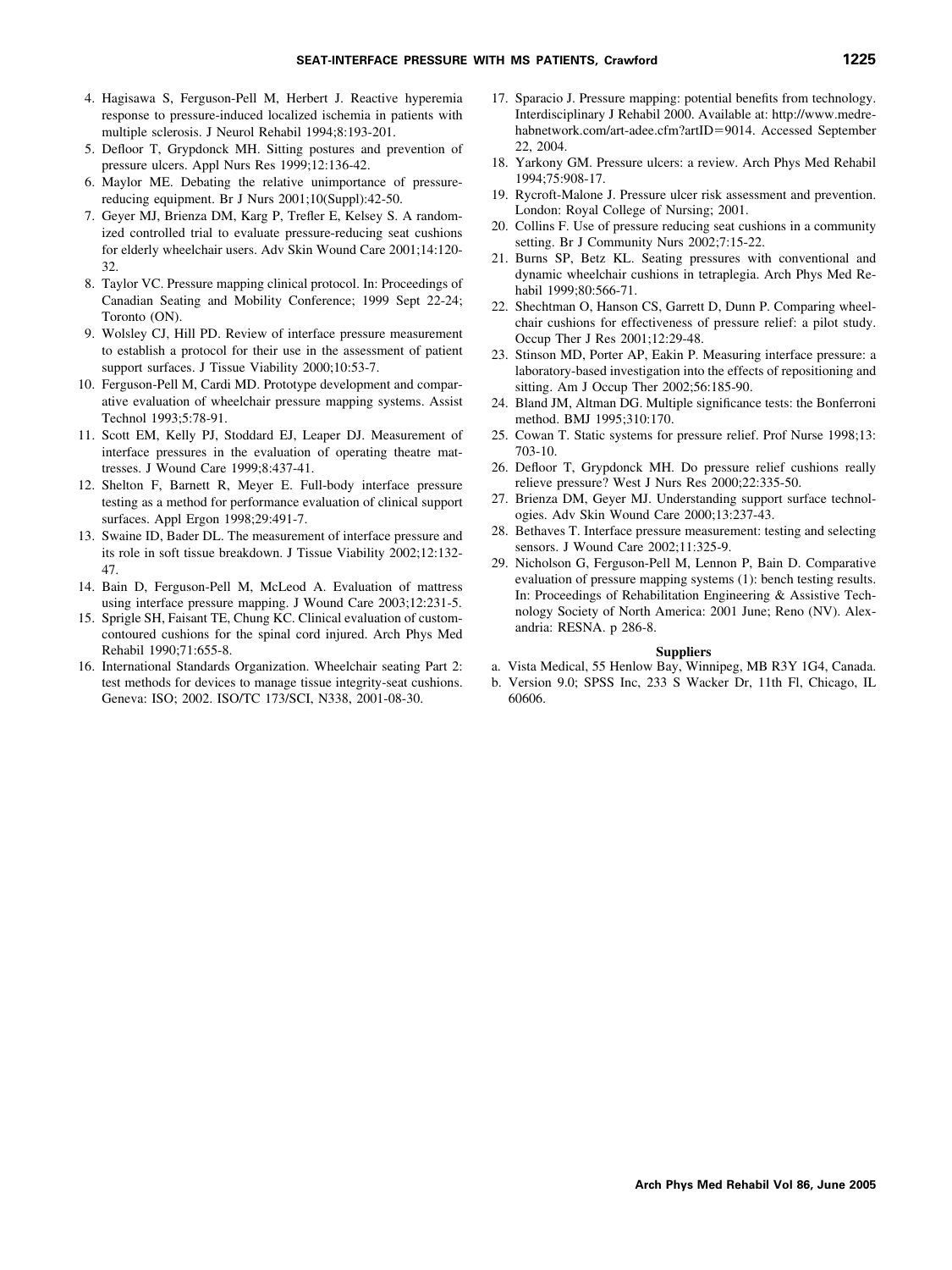4. Hagisawa S, Ferguson-Pell M, Herbert J. Reactive hyperemia response to pressure-induced localized ischemia in patients with multiple sclerosis. J Neurol Rehabil 1994;8:193-201.
5. Defloor T, Grypdonck MH. Sitting postures and prevention of pressure ulcers. Appl Nurs Res 1999;12:136-42.
6. Maylor ME. Debating the relative unimportance of pressure-reducing equipment. Br J Nurs 2001;10(Suppl):42-50.
7. Geyer MJ, Brienza DM, Karg P, Trefler E, Kelsey S. A randomized controlled trial to evaluate pressure-reducing seat cushions for elderly wheelchair users. Adv Skin Wound Care 2001;14:120-32.
8. Taylor VC. Pressure mapping clinical protocol. In: Proceedings of Canadian Seating and Mobility Conference; 1999 Sept 22-24; Toronto (ON).
9. Wolsley CJ, Hill PD. Review of interface pressure measurement to establish a protocol for their use in the assessment of patient support surfaces. J Tissue Viability 2000;10:53-7.
10. Ferguson-Pell M, Cardi MD. Prototype development and comparative evaluation of wheelchair pressure mapping systems. Assist Technol 1993;5:78-91.
11. Scott EM, Kelly PJ, Stoddard EJ, Leaper DJ. Measurement of interface pressures in the evaluation of operating theatre mattresses. J Wound Care 1999;8:437-41.
12. Shelton F, Barnett R, Meyer E. Full-body interface pressure testing as a method for performance evaluation of clinical support surfaces. Appl Ergon 1998;29:491-7.
13. Swaine ID, Bader DL. The measurement of interface pressure and its role in soft tissue breakdown. J Tissue Viability 2002;12:132-47.
14. Bain D, Ferguson-Pell M, McLeod A. Evaluation of mattress using interface pressure mapping. J Wound Care 2003;12:231-5.
15. Sprigle SH, Faisant TE, Chung KC. Clinical evaluation of custom-contoured cushions for the spinal cord injured. Arch Phys Med Rehabil 1990;71:655-8.
16. International Standards Organization. Wheelchair seating Part 2: test methods for devices to manage tissue integrity-seat cushions. Geneva: ISO; 2002. ISO/TC 173/SCI, N338, 2001-08-30.
17. Sparacio J. Pressure mapping: potential benefits from technology. Interdisciplinary J Rehabil 2000. Available at: http://www.medrehabnetwork.com/art-adee.cfm?artID=9014. Accessed September 22, 2004.
18. Yarkony GM. Pressure ulcers: a review. Arch Phys Med Rehabil 1994;75:908-17.
19. Rycroft-Malone J. Pressure ulcer risk assessment and prevention. London: Royal College of Nursing; 2001.
20. Collins F. Use of pressure reducing seat cushions in a community setting. Br J Community Nurs 2002;7:15-22.
21. Burns SP, Betz KL. Seating pressures with conventional and dynamic wheelchair cushions in tetraplegia. Arch Phys Med Rehabil 1999;80:566-71.
22. Shechtman O, Hanson CS, Garrett D, Dunn P. Comparing wheelchair cushions for effectiveness of pressure relief: a pilot study. Occup Ther J Res 2001;12:29-48.
23. Stinson MD, Porter AP, Eakin P. Measuring interface pressure: a laboratory-based investigation into the effects of repositioning and sitting. Am J Occup Ther 2002;56:185-90.
24. Bland JM, Altman DG. Multiple significance tests: the Bonferroni method. BMJ 1995;310:170.
25. Cowan T. Static systems for pressure relief. Prof Nurse 1998;13:703-10.
26. Defloor T, Grypdonck MH. Do pressure relief cushions really relieve pressure? West J Nurs Res 2000;22:335-50.
27. Brienza DM, Geyer MJ. Understanding support surface technologies. Adv Skin Wound Care 2000;13:237-43.
28. Bethaves T. Interface pressure measurement: testing and selecting sensors. J Wound Care 2002;11:325-9.
29. Nicholson G, Ferguson-Pell M, Lennon P, Bain D. Comparative evaluation of pressure mapping systems (1): bench testing results. In: Proceedings of Rehabilitation Engineering & Assistive Technology Society of North America: 2001 June; Reno (NV). Alexandria: RESNA. p 286-8.

#### Suppliers

a. Vista Medical, 55 Henlow Bay, Winnipeg, MB R3Y 1G4, Canada.
b. Version 9.0; SPSS Inc, 233 S Wacker Dr, 11th Fl, Chicago, IL 60606.